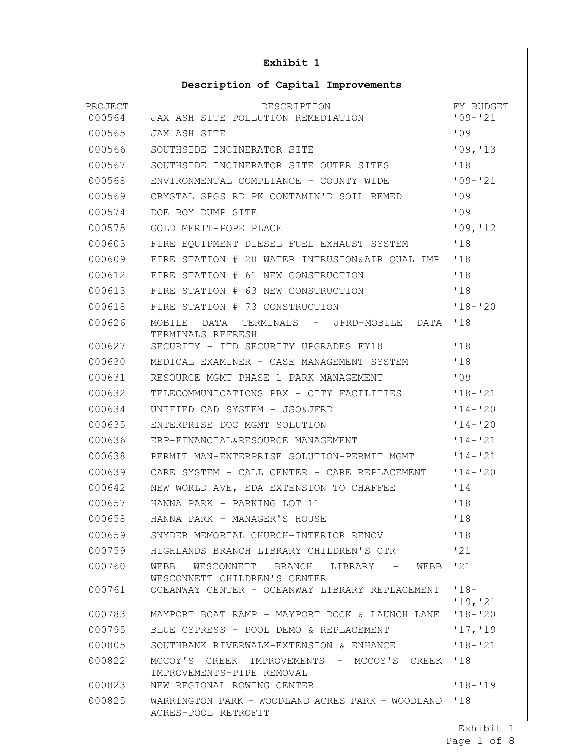**Exhibit 1**

**Description of Capital Improvements**

| PROJECT | DESCRIPTION | FY BUDGET |
|---|---|---|
| 000564 | JAX ASH SITE POLLUTION REMEDIATION | '09-'21 |
| 000565 | JAX ASH SITE | '09 |
| 000566 | SOUTHSIDE INCINERATOR SITE | '09,'13 |
| 000567 | SOUTHSIDE INCINERATOR SITE OUTER SITES | '18 |
| 000568 | ENVIRONMENTAL COMPLIANCE - COUNTY WIDE | '09-'21 |
| 000569 | CRYSTAL SPGS RD PK CONTAMIN'D SOIL REMED | '09 |
| 000574 | DOE BOY DUMP SITE | '09 |
| 000575 | GOLD MERIT-POPE PLACE | '09,'12 |
| 000603 | FIRE EQUIPMENT DIESEL FUEL EXHAUST SYSTEM | '18 |
| 000609 | FIRE STATION # 20 WATER INTRUSION&AIR QUAL IMP | '18 |
| 000612 | FIRE STATION # 61 NEW CONSTRUCTION | '18 |
| 000613 | FIRE STATION # 63 NEW CONSTRUCTION | '18 |
| 000618 | FIRE STATION # 73 CONSTRUCTION | '18-'20 |
| 000626 | MOBILE DATA TERMINALS - JFRD-MOBILE DATA TERMINALS REFRESH | '18 |
| 000627 | SECURITY - ITD SECURITY UPGRADES FY18 | '18 |
| 000630 | MEDICAL EXAMINER - CASE MANAGEMENT SYSTEM | '18 |
| 000631 | RESOURCE MGMT PHASE 1 PARK MANAGEMENT | '09 |
| 000632 | TELECOMMUNICATIONS PBX - CITY FACILITIES | '18-'21 |
| 000634 | UNIFIED CAD SYSTEM - JSO&JFRD | '14-'20 |
| 000635 | ENTERPRISE DOC MGMT SOLUTION | '14-'20 |
| 000636 | ERP-FINANCIAL&RESOURCE MANAGEMENT | '14-'21 |
| 000638 | PERMIT MAN-ENTERPRISE SOLUTION-PERMIT MGMT | '14-'21 |
| 000639 | CARE SYSTEM - CALL CENTER - CARE REPLACEMENT | '14-'20 |
| 000642 | NEW WORLD AVE, EDA EXTENSION TO CHAFFEE | '14 |
| 000657 | HANNA PARK - PARKING LOT 11 | '18 |
| 000658 | HANNA PARK - MANAGER'S HOUSE | '18 |
| 000659 | SNYDER MEMORIAL CHURCH-INTERIOR RENOV | '18 |
| 000759 | HIGHLANDS BRANCH LIBRARY CHILDREN'S CTR | '21 |
| 000760 | WEBB WESCONNETT BRANCH LIBRARY - WEBB WESCONNETT CHILDREN'S CENTER | '21 |
| 000761 | OCEANWAY CENTER - OCEANWAY LIBRARY REPLACEMENT | '18-'19,'21 |
| 000783 | MAYPORT BOAT RAMP - MAYPORT DOCK & LAUNCH LANE | '18-'20 |
| 000795 | BLUE CYPRESS - POOL DEMO & REPLACEMENT | '17,'19 |
| 000805 | SOUTHBANK RIVERWALK-EXTENSION & ENHANCE | '18-'21 |
| 000822 | MCCOY'S CREEK IMPROVEMENTS - MCCOY'S CREEK IMPROVEMENTS-PIPE REMOVAL | '18 |
| 000823 | NEW REGIONAL ROWING CENTER | '18-'19 |
| 000825 | WARRINGTON PARK - WOODLAND ACRES PARK - WOODLAND ACRES-POOL RETROFIT | '18 |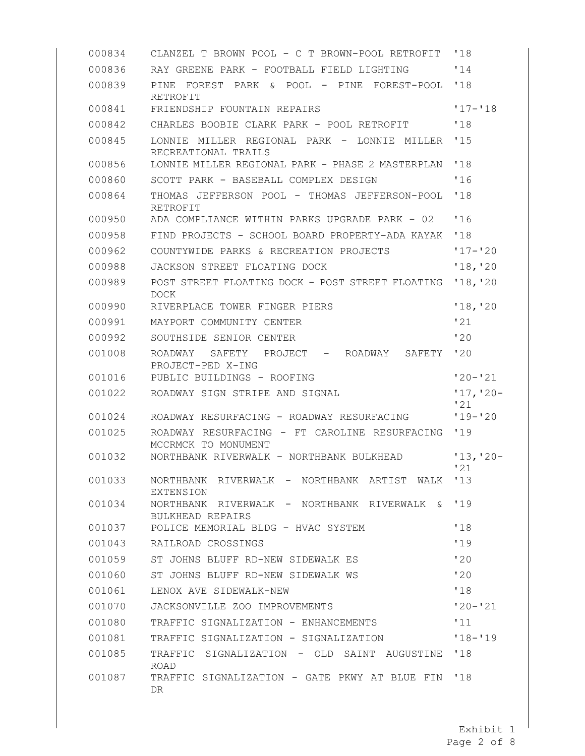| | | |
|---|---|---|
| 000834 | CLANZEL T BROWN POOL - C T BROWN-POOL RETROFIT | '18 |
| 000836 | RAY GREENE PARK - FOOTBALL FIELD LIGHTING | '14 |
| 000839 | PINE FOREST PARK & POOL - PINE FOREST-POOL RETROFIT | '18 |
| 000841 | FRIENDSHIP FOUNTAIN REPAIRS | '17-'18 |
| 000842 | CHARLES BOOBIE CLARK PARK - POOL RETROFIT | '18 |
| 000845 | LONNIE MILLER REGIONAL PARK - LONNIE MILLER RECREATIONAL TRAILS | '15 |
| 000856 | LONNIE MILLER REGIONAL PARK - PHASE 2 MASTERPLAN | '18 |
| 000860 | SCOTT PARK - BASEBALL COMPLEX DESIGN | '16 |
| 000864 | THOMAS JEFFERSON POOL - THOMAS JEFFERSON-POOL RETROFIT | '18 |
| 000950 | ADA COMPLIANCE WITHIN PARKS UPGRADE PARK - 02 | '16 |
| 000958 | FIND PROJECTS - SCHOOL BOARD PROPERTY-ADA KAYAK | '18 |
| 000962 | COUNTYWIDE PARKS & RECREATION PROJECTS | '17-'20 |
| 000988 | JACKSON STREET FLOATING DOCK | '18,'20 |
| 000989 | POST STREET FLOATING DOCK - POST STREET FLOATING DOCK | '18,'20 |
| 000990 | RIVERPLACE TOWER FINGER PIERS | '18,'20 |
| 000991 | MAYPORT COMMUNITY CENTER | '21 |
| 000992 | SOUTHSIDE SENIOR CENTER | '20 |
| 001008 | ROADWAY SAFETY PROJECT - ROADWAY SAFETY PROJECT-PED X-ING | '20 |
| 001016 | PUBLIC BUILDINGS - ROOFING | '20-'21 |
| 001022 | ROADWAY SIGN STRIPE AND SIGNAL | '17,'20-'21 |
| 001024 | ROADWAY RESURFACING - ROADWAY RESURFACING | '19-'20 |
| 001025 | ROADWAY RESURFACING - FT CAROLINE RESURFACING MCCRMCK TO MONUMENT | '19 |
| 001032 | NORTHBANK RIVERWALK - NORTHBANK BULKHEAD | '13,'20-'21 |
| 001033 | NORTHBANK RIVERWALK - NORTHBANK ARTIST WALK EXTENSION | '13 |
| 001034 | NORTHBANK RIVERWALK - NORTHBANK RIVERWALK & BULKHEAD REPAIRS | '19 |
| 001037 | POLICE MEMORIAL BLDG - HVAC SYSTEM | '18 |
| 001043 | RAILROAD CROSSINGS | '19 |
| 001059 | ST JOHNS BLUFF RD-NEW SIDEWALK ES | '20 |
| 001060 | ST JOHNS BLUFF RD-NEW SIDEWALK WS | '20 |
| 001061 | LENOX AVE SIDEWALK-NEW | '18 |
| 001070 | JACKSONVILLE ZOO IMPROVEMENTS | '20-'21 |
| 001080 | TRAFFIC SIGNALIZATION - ENHANCEMENTS | '11 |
| 001081 | TRAFFIC SIGNALIZATION - SIGNALIZATION | '18-'19 |
| 001085 | TRAFFIC SIGNALIZATION - OLD SAINT AUGUSTINE ROAD | '18 |
| 001087 | TRAFFIC SIGNALIZATION - GATE PKWY AT BLUE FIN DR | '18 |

Exhibit 1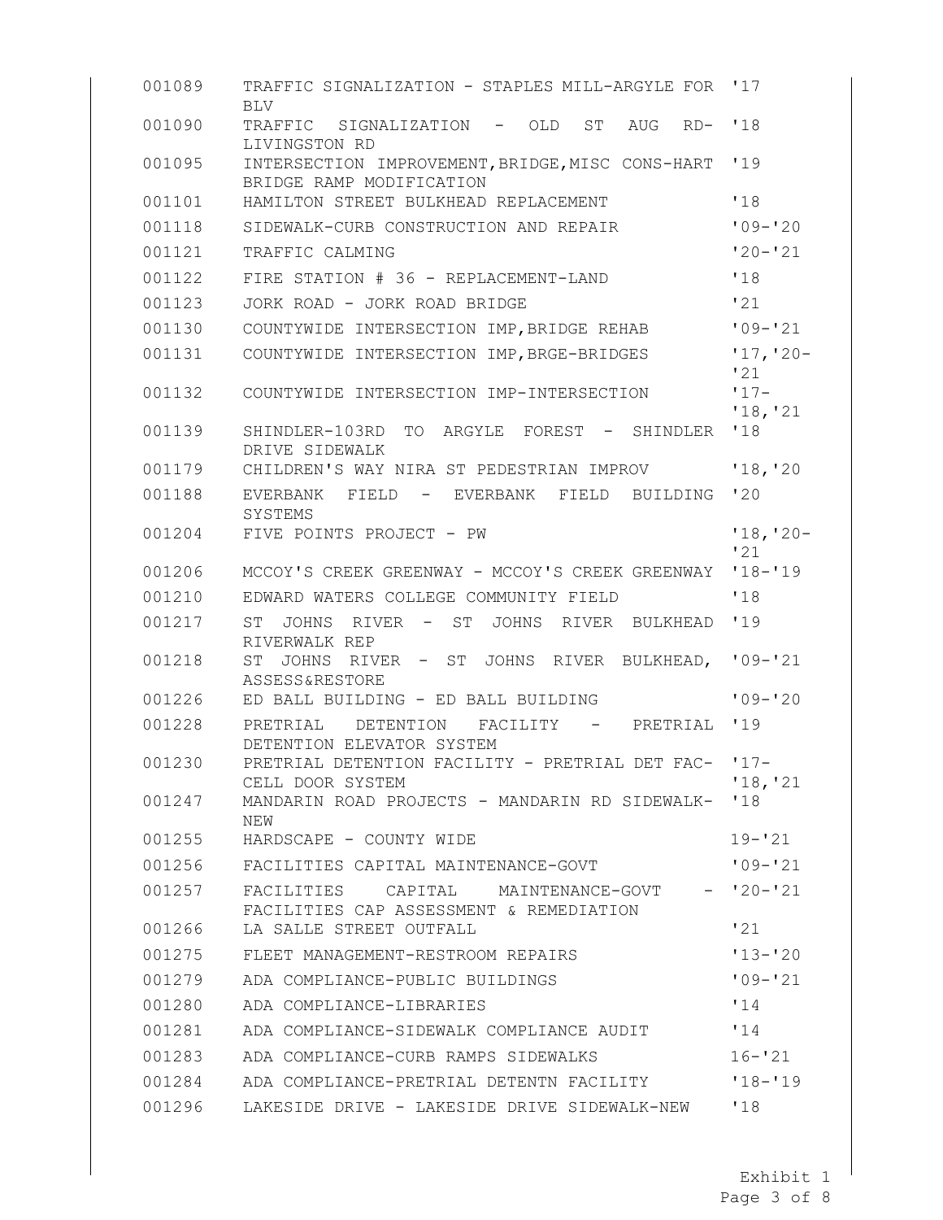| | | |
|---|---|---|
| 001089 | TRAFFIC SIGNALIZATION - STAPLES MILL-ARGYLE FOR BLV | '17 |
| 001090 | TRAFFIC SIGNALIZATION - OLD ST AUG RD-LIVINGSTON RD | '18 |
| 001095 | INTERSECTION IMPROVEMENT,BRIDGE,MISC CONS-HART BRIDGE RAMP MODIFICATION | '19 |
| 001101 | HAMILTON STREET BULKHEAD REPLACEMENT | '18 |
| 001118 | SIDEWALK-CURB CONSTRUCTION AND REPAIR | '09-'20 |
| 001121 | TRAFFIC CALMING | '20-'21 |
| 001122 | FIRE STATION # 36 - REPLACEMENT-LAND | '18 |
| 001123 | JORK ROAD - JORK ROAD BRIDGE | '21 |
| 001130 | COUNTYWIDE INTERSECTION IMP,BRIDGE REHAB | '09-'21 |
| 001131 | COUNTYWIDE INTERSECTION IMP,BRGE-BRIDGES | '17,'20-'21 |
| 001132 | COUNTYWIDE INTERSECTION IMP-INTERSECTION | '17-'18,'21 |
| 001139 | SHINDLER-103RD TO ARGYLE FOREST - SHINDLER DRIVE SIDEWALK | '18 |
| 001179 | CHILDREN'S WAY NIRA ST PEDESTRIAN IMPROV | '18,'20 |
| 001188 | EVERBANK FIELD - EVERBANK FIELD BUILDING SYSTEMS | '20 |
| 001204 | FIVE POINTS PROJECT - PW | '18,'20-'21 |
| 001206 | MCCOY'S CREEK GREENWAY - MCCOY'S CREEK GREENWAY | '18-'19 |
| 001210 | EDWARD WATERS COLLEGE COMMUNITY FIELD | '18 |
| 001217 | ST JOHNS RIVER - ST JOHNS RIVER BULKHEAD RIVERWALK REP | '19 |
| 001218 | ST JOHNS RIVER - ST JOHNS RIVER BULKHEAD, ASSESS&RESTORE | '09-'21 |
| 001226 | ED BALL BUILDING - ED BALL BUILDING | '09-'20 |
| 001228 | PRETRIAL DETENTION FACILITY - PRETRIAL DETENTION ELEVATOR SYSTEM | '19 |
| 001230 | PRETRIAL DETENTION FACILITY - PRETRIAL DET FAC-CELL DOOR SYSTEM | '17-'18,'21 |
| 001247 | MANDARIN ROAD PROJECTS - MANDARIN RD SIDEWALK-NEW | '18 |
| 001255 | HARDSCAPE - COUNTY WIDE | 19-'21 |
| 001256 | FACILITIES CAPITAL MAINTENANCE-GOVT | '09-'21 |
| 001257 | FACILITIES CAPITAL MAINTENANCE-GOVT - FACILITIES CAP ASSESSMENT & REMEDIATION | '20-'21 |
| 001266 | LA SALLE STREET OUTFALL | '21 |
| 001275 | FLEET MANAGEMENT-RESTROOM REPAIRS | '13-'20 |
| 001279 | ADA COMPLIANCE-PUBLIC BUILDINGS | '09-'21 |
| 001280 | ADA COMPLIANCE-LIBRARIES | '14 |
| 001281 | ADA COMPLIANCE-SIDEWALK COMPLIANCE AUDIT | '14 |
| 001283 | ADA COMPLIANCE-CURB RAMPS SIDEWALKS | 16-'21 |
| 001284 | ADA COMPLIANCE-PRETRIAL DETENTN FACILITY | '18-'19 |
| 001296 | LAKESIDE DRIVE - LAKESIDE DRIVE SIDEWALK-NEW | '18 |

Exhibit 1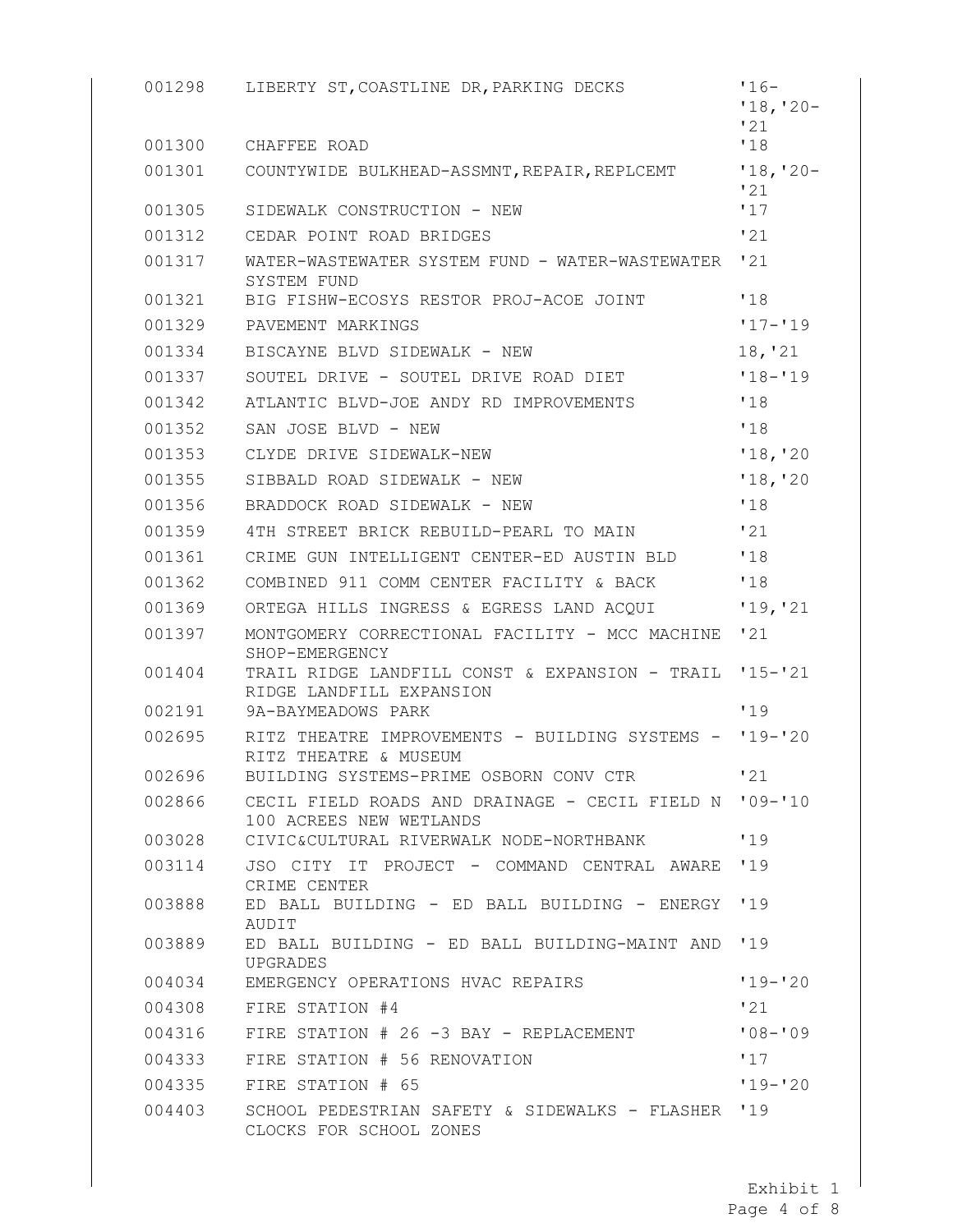| | | |
|---|---|---|
| 001298 | LIBERTY ST,COASTLINE DR,PARKING DECKS | '16-'18,'20-'21 |
| 001300 | CHAFFEE ROAD | '18 |
| 001301 | COUNTYWIDE BULKHEAD-ASSMNT,REPAIR,REPLCEMT | '18,'20-'21 |
| 001305 | SIDEWALK CONSTRUCTION - NEW | '17 |
| 001312 | CEDAR POINT ROAD BRIDGES | '21 |
| 001317 | WATER-WASTEWATER SYSTEM FUND - WATER-WASTEWATER SYSTEM FUND | '21 |
| 001321 | BIG FISHW-ECOSYS RESTOR PROJ-ACOE JOINT | '18 |
| 001329 | PAVEMENT MARKINGS | '17-'19 |
| 001334 | BISCAYNE BLVD SIDEWALK - NEW | 18,'21 |
| 001337 | SOUTEL DRIVE - SOUTEL DRIVE ROAD DIET | '18-'19 |
| 001342 | ATLANTIC BLVD-JOE ANDY RD IMPROVEMENTS | '18 |
| 001352 | SAN JOSE BLVD - NEW | '18 |
| 001353 | CLYDE DRIVE SIDEWALK-NEW | '18,'20 |
| 001355 | SIBBALD ROAD SIDEWALK - NEW | '18,'20 |
| 001356 | BRADDOCK ROAD SIDEWALK - NEW | '18 |
| 001359 | 4TH STREET BRICK REBUILD-PEARL TO MAIN | '21 |
| 001361 | CRIME GUN INTELLIGENT CENTER-ED AUSTIN BLD | '18 |
| 001362 | COMBINED 911 COMM CENTER FACILITY & BACK | '18 |
| 001369 | ORTEGA HILLS INGRESS & EGRESS LAND ACQUI | '19,'21 |
| 001397 | MONTGOMERY CORRECTIONAL FACILITY - MCC MACHINE SHOP-EMERGENCY | '21 |
| 001404 | TRAIL RIDGE LANDFILL CONST & EXPANSION - TRAIL RIDGE LANDFILL EXPANSION | '15-'21 |
| 002191 | 9A-BAYMEADOWS PARK | '19 |
| 002695 | RITZ THEATRE IMPROVEMENTS - BUILDING SYSTEMS - RITZ THEATRE & MUSEUM | '19-'20 |
| 002696 | BUILDING SYSTEMS-PRIME OSBORN CONV CTR | '21 |
| 002866 | CECIL FIELD ROADS AND DRAINAGE - CECIL FIELD N 100 ACREES NEW WETLANDS | '09-'10 |
| 003028 | CIVIC&CULTURAL RIVERWALK NODE-NORTHBANK | '19 |
| 003114 | JSO CITY IT PROJECT - COMMAND CENTRAL AWARE CRIME CENTER | '19 |
| 003888 | ED BALL BUILDING - ED BALL BUILDING - ENERGY AUDIT | '19 |
| 003889 | ED BALL BUILDING - ED BALL BUILDING-MAINT AND UPGRADES | '19 |
| 004034 | EMERGENCY OPERATIONS HVAC REPAIRS | '19-'20 |
| 004308 | FIRE STATION #4 | '21 |
| 004316 | FIRE STATION # 26 -3 BAY - REPLACEMENT | '08-'09 |
| 004333 | FIRE STATION # 56 RENOVATION | '17 |
| 004335 | FIRE STATION # 65 | '19-'20 |
| 004403 | SCHOOL PEDESTRIAN SAFETY & SIDEWALKS - FLASHER CLOCKS FOR SCHOOL ZONES | '19 |

Exhibit 1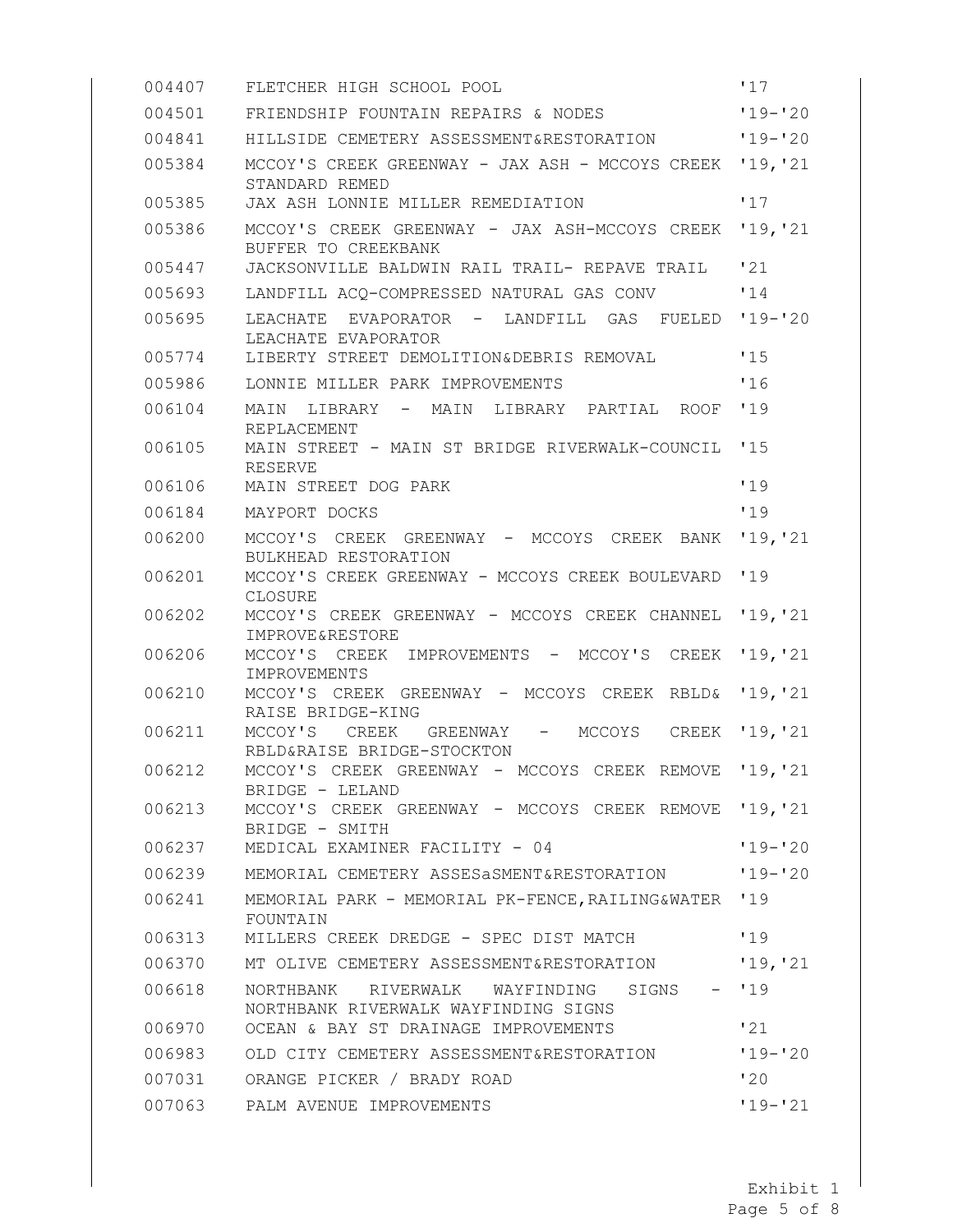| | | |
|---|---|---|
| 004407 | FLETCHER HIGH SCHOOL POOL | '17 |
| 004501 | FRIENDSHIP FOUNTAIN REPAIRS & NODES | '19-'20 |
| 004841 | HILLSIDE CEMETERY ASSESSMENT&RESTORATION | '19-'20 |
| 005384 | MCCOY'S CREEK GREENWAY - JAX ASH - MCCOYS CREEK STANDARD REMED | '19,'21 |
| 005385 | JAX ASH LONNIE MILLER REMEDIATION | '17 |
| 005386 | MCCOY'S CREEK GREENWAY - JAX ASH-MCCOYS CREEK BUFFER TO CREEKBANK | '19,'21 |
| 005447 | JACKSONVILLE BALDWIN RAIL TRAIL- REPAVE TRAIL | '21 |
| 005693 | LANDFILL ACQ-COMPRESSED NATURAL GAS CONV | '14 |
| 005695 | LEACHATE EVAPORATOR - LANDFILL GAS FUELED LEACHATE EVAPORATOR | '19-'20 |
| 005774 | LIBERTY STREET DEMOLITION&DEBRIS REMOVAL | '15 |
| 005986 | LONNIE MILLER PARK IMPROVEMENTS | '16 |
| 006104 | MAIN LIBRARY - MAIN LIBRARY PARTIAL ROOF REPLACEMENT | '19 |
| 006105 | MAIN STREET - MAIN ST BRIDGE RIVERWALK-COUNCIL RESERVE | '15 |
| 006106 | MAIN STREET DOG PARK | '19 |
| 006184 | MAYPORT DOCKS | '19 |
| 006200 | MCCOY'S CREEK GREENWAY - MCCOYS CREEK BANK BULKHEAD RESTORATION | '19,'21 |
| 006201 | MCCOY'S CREEK GREENWAY - MCCOYS CREEK BOULEVARD CLOSURE | '19 |
| 006202 | MCCOY'S CREEK GREENWAY - MCCOYS CREEK CHANNEL IMPROVE&RESTORE | '19,'21 |
| 006206 | MCCOY'S CREEK IMPROVEMENTS - MCCOY'S CREEK IMPROVEMENTS | '19,'21 |
| 006210 | MCCOY'S CREEK GREENWAY - MCCOYS CREEK RBLD& RAISE BRIDGE-KING | '19,'21 |
| 006211 | MCCOY'S CREEK GREENWAY - MCCOYS CREEK RBLD&RAISE BRIDGE-STOCKTON | '19,'21 |
| 006212 | MCCOY'S CREEK GREENWAY - MCCOYS CREEK REMOVE BRIDGE - LELAND | '19,'21 |
| 006213 | MCCOY'S CREEK GREENWAY - MCCOYS CREEK REMOVE BRIDGE - SMITH | '19,'21 |
| 006237 | MEDICAL EXAMINER FACILITY - 04 | '19-'20 |
| 006239 | MEMORIAL CEMETERY ASSESaSMENT&RESTORATION | '19-'20 |
| 006241 | MEMORIAL PARK - MEMORIAL PK-FENCE,RAILING&WATER FOUNTAIN | '19 |
| 006313 | MILLERS CREEK DREDGE - SPEC DIST MATCH | '19 |
| 006370 | MT OLIVE CEMETERY ASSESSMENT&RESTORATION | '19,'21 |
| 006618 | NORTHBANK RIVERWALK WAYFINDING SIGNS - NORTHBANK RIVERWALK WAYFINDING SIGNS | '19 |
| 006970 | OCEAN & BAY ST DRAINAGE IMPROVEMENTS | '21 |
| 006983 | OLD CITY CEMETERY ASSESSMENT&RESTORATION | '19-'20 |
| 007031 | ORANGE PICKER / BRADY ROAD | '20 |
| 007063 | PALM AVENUE IMPROVEMENTS | '19-'21 |

Exhibit 1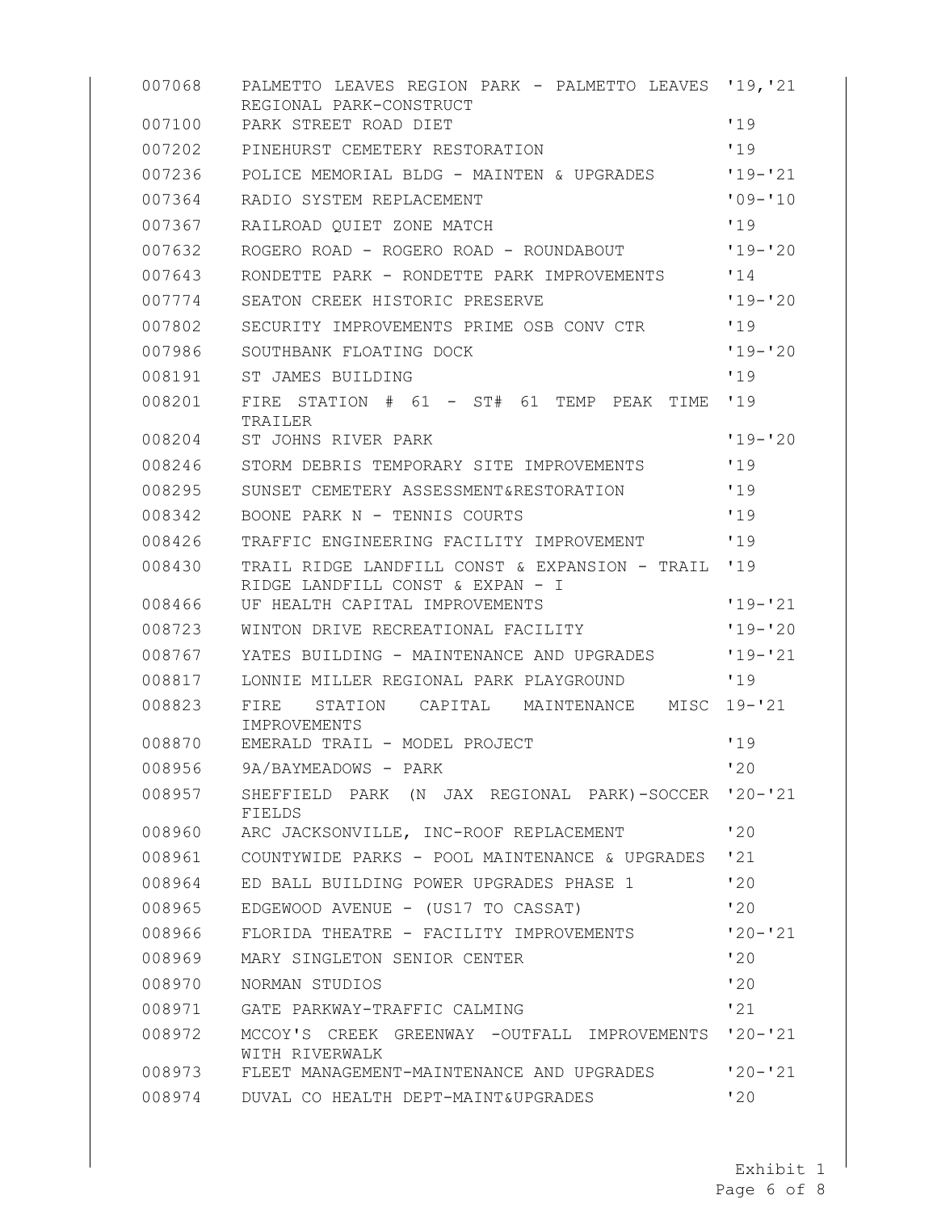| | | |
|---|---|---|
| 007068 | PALMETTO LEAVES REGION PARK - PALMETTO LEAVES REGIONAL PARK-CONSTRUCT | '19,'21 |
| 007100 | PARK STREET ROAD DIET | '19 |
| 007202 | PINEHURST CEMETERY RESTORATION | '19 |
| 007236 | POLICE MEMORIAL BLDG - MAINTEN & UPGRADES | '19-'21 |
| 007364 | RADIO SYSTEM REPLACEMENT | '09-'10 |
| 007367 | RAILROAD QUIET ZONE MATCH | '19 |
| 007632 | ROGERO ROAD - ROGERO ROAD - ROUNDABOUT | '19-'20 |
| 007643 | RONDETTE PARK - RONDETTE PARK IMPROVEMENTS | '14 |
| 007774 | SEATON CREEK HISTORIC PRESERVE | '19-'20 |
| 007802 | SECURITY IMPROVEMENTS PRIME OSB CONV CTR | '19 |
| 007986 | SOUTHBANK FLOATING DOCK | '19-'20 |
| 008191 | ST JAMES BUILDING | '19 |
| 008201 | FIRE STATION # 61 - ST# 61 TEMP PEAK TIME TRAILER | '19 |
| 008204 | ST JOHNS RIVER PARK | '19-'20 |
| 008246 | STORM DEBRIS TEMPORARY SITE IMPROVEMENTS | '19 |
| 008295 | SUNSET CEMETERY ASSESSMENT&RESTORATION | '19 |
| 008342 | BOONE PARK N - TENNIS COURTS | '19 |
| 008426 | TRAFFIC ENGINEERING FACILITY IMPROVEMENT | '19 |
| 008430 | TRAIL RIDGE LANDFILL CONST & EXPANSION - TRAIL RIDGE LANDFILL CONST & EXPAN - I | '19 |
| 008466 | UF HEALTH CAPITAL IMPROVEMENTS | '19-'21 |
| 008723 | WINTON DRIVE RECREATIONAL FACILITY | '19-'20 |
| 008767 | YATES BUILDING - MAINTENANCE AND UPGRADES | '19-'21 |
| 008817 | LONNIE MILLER REGIONAL PARK PLAYGROUND | '19 |
| 008823 | FIRE STATION CAPITAL MAINTENANCE MISC IMPROVEMENTS | 19-'21 |
| 008870 | EMERALD TRAIL - MODEL PROJECT | '19 |
| 008956 | 9A/BAYMEADOWS - PARK | '20 |
| 008957 | SHEFFIELD PARK (N JAX REGIONAL PARK)-SOCCER FIELDS | '20-'21 |
| 008960 | ARC JACKSONVILLE, INC-ROOF REPLACEMENT | '20 |
| 008961 | COUNTYWIDE PARKS - POOL MAINTENANCE & UPGRADES | '21 |
| 008964 | ED BALL BUILDING POWER UPGRADES PHASE 1 | '20 |
| 008965 | EDGEWOOD AVENUE - (US17 TO CASSAT) | '20 |
| 008966 | FLORIDA THEATRE - FACILITY IMPROVEMENTS | '20-'21 |
| 008969 | MARY SINGLETON SENIOR CENTER | '20 |
| 008970 | NORMAN STUDIOS | '20 |
| 008971 | GATE PARKWAY-TRAFFIC CALMING | '21 |
| 008972 | MCCOY'S CREEK GREENWAY -OUTFALL IMPROVEMENTS WITH RIVERWALK | '20-'21 |
| 008973 | FLEET MANAGEMENT-MAINTENANCE AND UPGRADES | '20-'21 |
| 008974 | DUVAL CO HEALTH DEPT-MAINT&UPGRADES | '20 |

Exhibit 1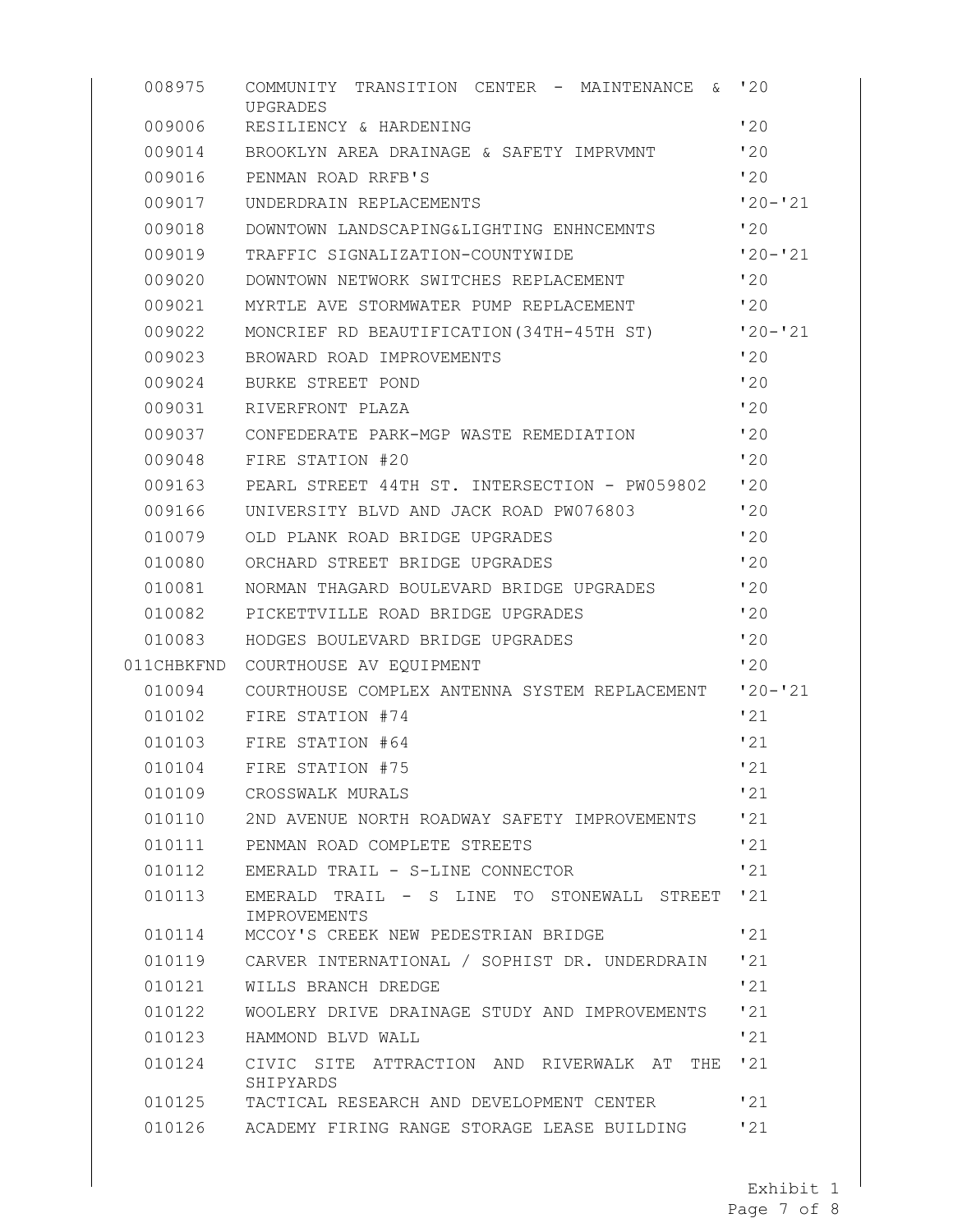| | | |
|---|---|---|
| 008975 | COMMUNITY TRANSITION CENTER - MAINTENANCE & UPGRADES | '20 |
| 009006 | RESILIENCY & HARDENING | '20 |
| 009014 | BROOKLYN AREA DRAINAGE & SAFETY IMPRVMNT | '20 |
| 009016 | PENMAN ROAD RRFB'S | '20 |
| 009017 | UNDERDRAIN REPLACEMENTS | '20-'21 |
| 009018 | DOWNTOWN LANDSCAPING&LIGHTING ENHNCEMNTS | '20 |
| 009019 | TRAFFIC SIGNALIZATION-COUNTYWIDE | '20-'21 |
| 009020 | DOWNTOWN NETWORK SWITCHES REPLACEMENT | '20 |
| 009021 | MYRTLE AVE STORMWATER PUMP REPLACEMENT | '20 |
| 009022 | MONCRIEF RD BEAUTIFICATION(34TH-45TH ST) | '20-'21 |
| 009023 | BROWARD ROAD IMPROVEMENTS | '20 |
| 009024 | BURKE STREET POND | '20 |
| 009031 | RIVERFRONT PLAZA | '20 |
| 009037 | CONFEDERATE PARK-MGP WASTE REMEDIATION | '20 |
| 009048 | FIRE STATION #20 | '20 |
| 009163 | PEARL STREET 44TH ST. INTERSECTION - PW059802 | '20 |
| 009166 | UNIVERSITY BLVD AND JACK ROAD PW076803 | '20 |
| 010079 | OLD PLANK ROAD BRIDGE UPGRADES | '20 |
| 010080 | ORCHARD STREET BRIDGE UPGRADES | '20 |
| 010081 | NORMAN THAGARD BOULEVARD BRIDGE UPGRADES | '20 |
| 010082 | PICKETTVILLE ROAD BRIDGE UPGRADES | '20 |
| 010083 | HODGES BOULEVARD BRIDGE UPGRADES | '20 |
| 011CHBKFND | COURTHOUSE AV EQUIPMENT | '20 |
| 010094 | COURTHOUSE COMPLEX ANTENNA SYSTEM REPLACEMENT | '20-'21 |
| 010102 | FIRE STATION #74 | '21 |
| 010103 | FIRE STATION #64 | '21 |
| 010104 | FIRE STATION #75 | '21 |
| 010109 | CROSSWALK MURALS | '21 |
| 010110 | 2ND AVENUE NORTH ROADWAY SAFETY IMPROVEMENTS | '21 |
| 010111 | PENMAN ROAD COMPLETE STREETS | '21 |
| 010112 | EMERALD TRAIL - S-LINE CONNECTOR | '21 |
| 010113 | EMERALD TRAIL - S LINE TO STONEWALL STREET IMPROVEMENTS | '21 |
| 010114 | MCCOY'S CREEK NEW PEDESTRIAN BRIDGE | '21 |
| 010119 | CARVER INTERNATIONAL / SOPHIST DR. UNDERDRAIN | '21 |
| 010121 | WILLS BRANCH DREDGE | '21 |
| 010122 | WOOLERY DRIVE DRAINAGE STUDY AND IMPROVEMENTS | '21 |
| 010123 | HAMMOND BLVD WALL | '21 |
| 010124 | CIVIC SITE ATTRACTION AND RIVERWALK AT THE SHIPYARDS | '21 |
| 010125 | TACTICAL RESEARCH AND DEVELOPMENT CENTER | '21 |
| 010126 | ACADEMY FIRING RANGE STORAGE LEASE BUILDING | '21 |

Exhibit 1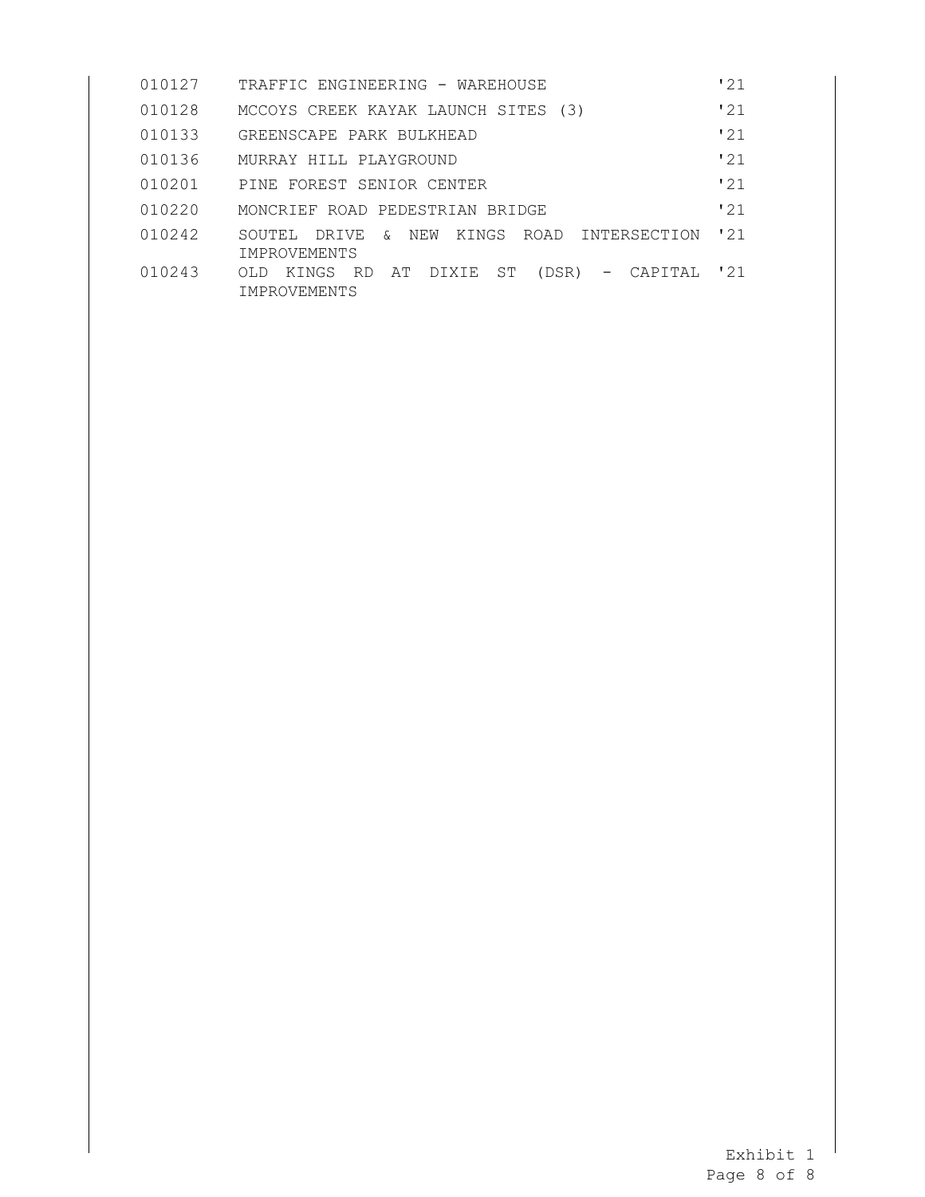| | | |
|---|---|---|
| 010127 | TRAFFIC ENGINEERING - WAREHOUSE | '21 |
| 010128 | MCCOYS CREEK KAYAK LAUNCH SITES (3) | '21 |
| 010133 | GREENSCAPE PARK BULKHEAD | '21 |
| 010136 | MURRAY HILL PLAYGROUND | '21 |
| 010201 | PINE FOREST SENIOR CENTER | '21 |
| 010220 | MONCRIEF ROAD PEDESTRIAN BRIDGE | '21 |
| 010242 | SOUTEL DRIVE & NEW KINGS ROAD INTERSECTION IMPROVEMENTS | '21 |
| 010243 | OLD KINGS RD AT DIXIE ST (DSR) - CAPITAL IMPROVEMENTS | '21 |

Exhibit 1